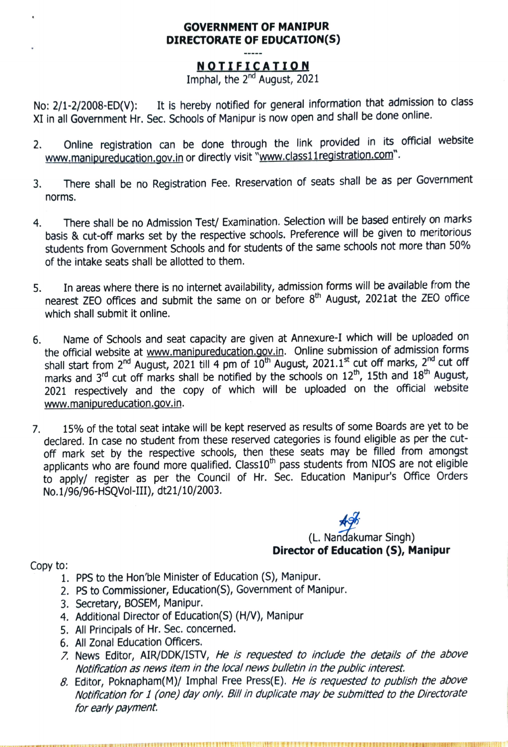# GOVERNMENT OF MANIPUR
## DIRECTORATE OF EDUCATION(S)

-----

## NOTIFICATION

Imphal, the 2[nd] August, 2021

No: 2/1-2/2008-ED(V): It is hereby notified for general information that admission to class XI in all Government Hr. Sec. Schools of Manipur is now open and shall be done online.

2. Online registration can be done through the link provided in its official website www.manipureducation.gov.in or directly visit "www.class11registration.com".

3. There shall be no Registration Fee. Rreservation of seats shall be as per Government norms.

4. There shall be no Admission Test/ Examination. Selection will be based entirely on marks basis & cut-off marks set by the respective schools. Preference will be given to meritorious students from Government Schools and for students of the same schools not more than 50% of the intake seats shall be allotted to them.

5. In areas where there is no internet availability, admission forms will be available from the nearest ZEO offices and submit the same on or before 8[th] August, 2021at the ZEO office which shall submit it online.

6. Name of Schools and seat capacity are given at Annexure-I which will be uploaded on the official website at www.manipureducation.gov.in. Online submission of admission forms shall start from 2[nd] August, 2021 till 4 pm of 10[th] August, 2021.1[st] cut off marks, 2[nd] cut off marks and 3[rd] cut off marks shall be notified by the schools on 12[th], 15th and 18[th] August, 2021 respectively and the copy of which will be uploaded on the official website www.manipureducation.gov.in.

7. 15% of the total seat intake will be kept reserved as results of some Boards are yet to be declared. In case no student from these reserved categories is found eligible as per the cut-off mark set by the respective schools, then these seats may be filled from amongst applicants who are found more qualified. Class10[th] pass students from NIOS are not eligible to apply/ register as per the Council of Hr. Sec. Education Manipur's Office Orders No.1/96/96-HSQVol-III), dt21/10/2003.

(L. Nandakumar Singh)
**Director of Education (S), Manipur**

Copy to:

1. PPS to the Hon'ble Minister of Education (S), Manipur.
2. PS to Commissioner, Education(S), Government of Manipur.
3. Secretary, BOSEM, Manipur.
4. Additional Director of Education(S) (H/V), Manipur
5. All Principals of Hr. Sec. concerned.
6. All Zonal Education Officers.
7. News Editor, AIR/DDK/ISTV, *He is requested to include the details of the above Notification as news item in the local news bulletin in the public interest.*
8. Editor, Poknapham(M)/ Imphal Free Press(E). *He is requested to publish the above Notification for 1 (one) day only. Bill in duplicate may be submitted to the Directorate for early payment.*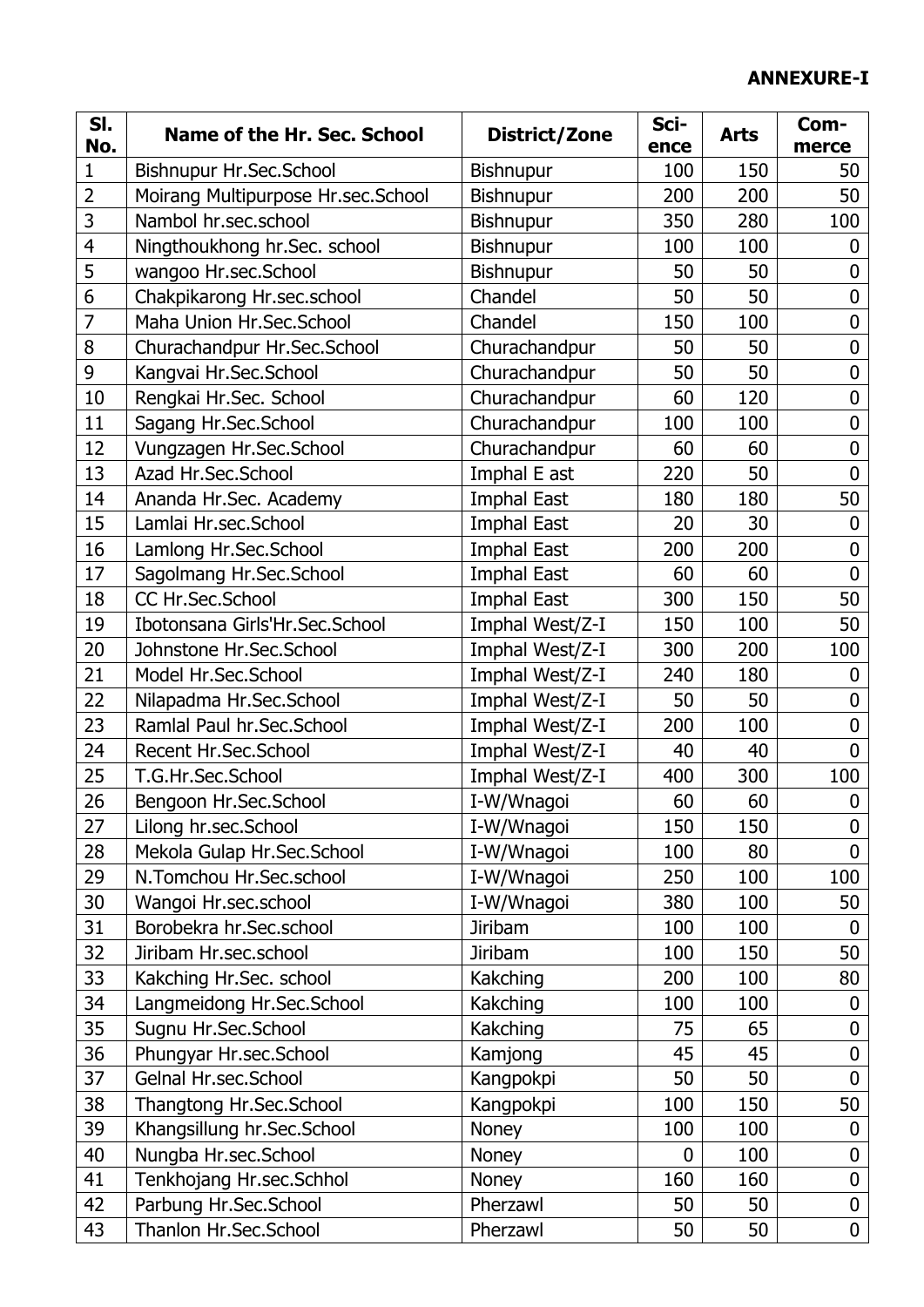**ANNEXURE-I**

| Sl. No. | Name of the Hr. Sec. School | District/Zone | Sci-ence | Arts | Com-merce |
|---|---|---|---|---|---|
| 1 | Bishnupur Hr.Sec.School | Bishnupur | 100 | 150 | 50 |
| 2 | Moirang Multipurpose Hr.sec.School | Bishnupur | 200 | 200 | 50 |
| 3 | Nambol hr.sec.school | Bishnupur | 350 | 280 | 100 |
| 4 | Ningthoukhong hr.Sec. school | Bishnupur | 100 | 100 | 0 |
| 5 | wangoo Hr.sec.School | Bishnupur | 50 | 50 | 0 |
| 6 | Chakpikarong Hr.sec.school | Chandel | 50 | 50 | 0 |
| 7 | Maha Union Hr.Sec.School | Chandel | 150 | 100 | 0 |
| 8 | Churachandpur Hr.Sec.School | Churachandpur | 50 | 50 | 0 |
| 9 | Kangvai Hr.Sec.School | Churachandpur | 50 | 50 | 0 |
| 10 | Rengkai Hr.Sec. School | Churachandpur | 60 | 120 | 0 |
| 11 | Sagang Hr.Sec.School | Churachandpur | 100 | 100 | 0 |
| 12 | Vungzagen Hr.Sec.School | Churachandpur | 60 | 60 | 0 |
| 13 | Azad Hr.Sec.School | Imphal E ast | 220 | 50 | 0 |
| 14 | Ananda Hr.Sec. Academy | Imphal East | 180 | 180 | 50 |
| 15 | Lamlai Hr.sec.School | Imphal East | 20 | 30 | 0 |
| 16 | Lamlong Hr.Sec.School | Imphal East | 200 | 200 | 0 |
| 17 | Sagolmang Hr.Sec.School | Imphal East | 60 | 60 | 0 |
| 18 | CC Hr.Sec.School | Imphal East | 300 | 150 | 50 |
| 19 | Ibotonsana Girls'Hr.Sec.School | Imphal West/Z-I | 150 | 100 | 50 |
| 20 | Johnstone Hr.Sec.School | Imphal West/Z-I | 300 | 200 | 100 |
| 21 | Model Hr.Sec.School | Imphal West/Z-I | 240 | 180 | 0 |
| 22 | Nilapadma Hr.Sec.School | Imphal West/Z-I | 50 | 50 | 0 |
| 23 | Ramlal Paul hr.Sec.School | Imphal West/Z-I | 200 | 100 | 0 |
| 24 | Recent Hr.Sec.School | Imphal West/Z-I | 40 | 40 | 0 |
| 25 | T.G.Hr.Sec.School | Imphal West/Z-I | 400 | 300 | 100 |
| 26 | Bengoon Hr.Sec.School | I-W/Wnagoi | 60 | 60 | 0 |
| 27 | Lilong hr.sec.School | I-W/Wnagoi | 150 | 150 | 0 |
| 28 | Mekola Gulap Hr.Sec.School | I-W/Wnagoi | 100 | 80 | 0 |
| 29 | N.Tomchou Hr.Sec.school | I-W/Wnagoi | 250 | 100 | 100 |
| 30 | Wangoi Hr.sec.school | I-W/Wnagoi | 380 | 100 | 50 |
| 31 | Borobekra hr.Sec.school | Jiribam | 100 | 100 | 0 |
| 32 | Jiribam Hr.sec.school | Jiribam | 100 | 150 | 50 |
| 33 | Kakching Hr.Sec. school | Kakching | 200 | 100 | 80 |
| 34 | Langmeidong Hr.Sec.School | Kakching | 100 | 100 | 0 |
| 35 | Sugnu Hr.Sec.School | Kakching | 75 | 65 | 0 |
| 36 | Phungyar Hr.sec.School | Kamjong | 45 | 45 | 0 |
| 37 | Gelnal Hr.sec.School | Kangpokpi | 50 | 50 | 0 |
| 38 | Thangtong Hr.Sec.School | Kangpokpi | 100 | 150 | 50 |
| 39 | Khangsillung hr.Sec.School | Noney | 100 | 100 | 0 |
| 40 | Nungba Hr.sec.School | Noney | 0 | 100 | 0 |
| 41 | Tenkhojang Hr.sec.Schhol | Noney | 160 | 160 | 0 |
| 42 | Parbung Hr.Sec.School | Pherzawl | 50 | 50 | 0 |
| 43 | Thanlon Hr.Sec.School | Pherzawl | 50 | 50 | 0 |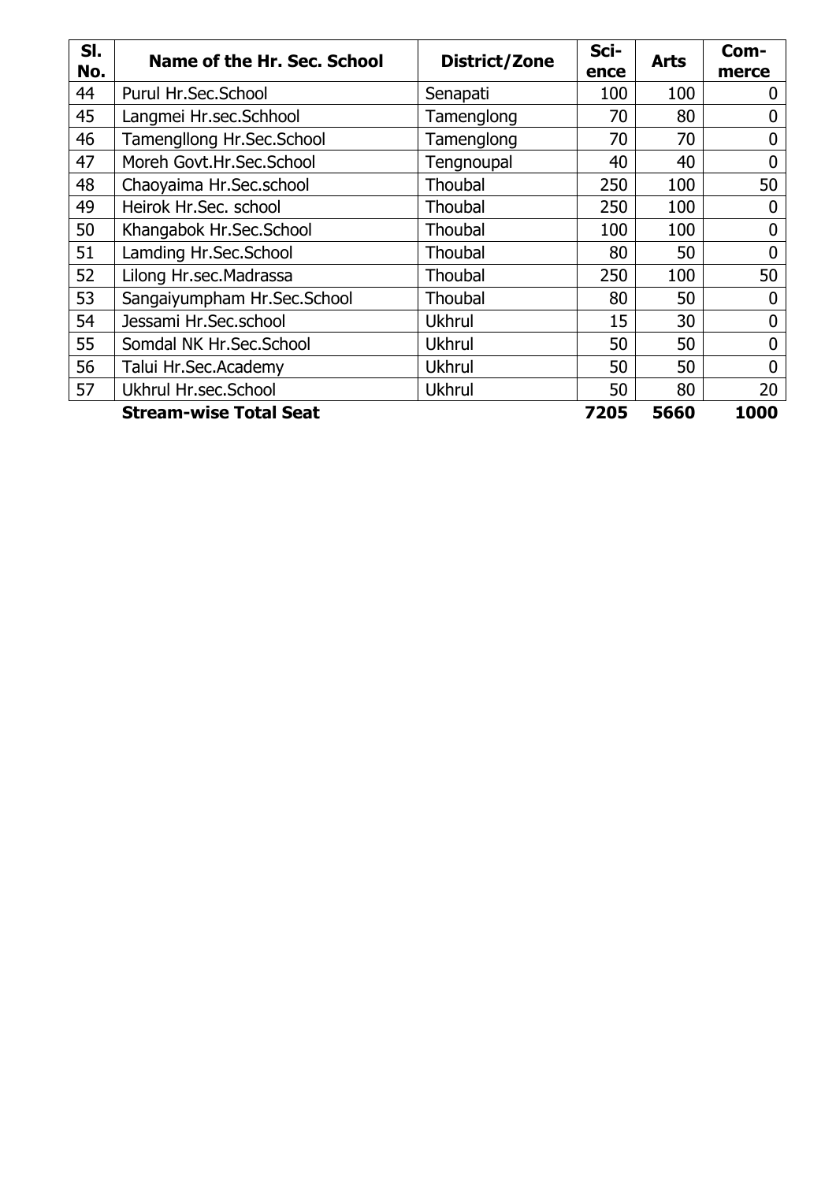| Sl. No. | Name of the Hr. Sec. School | District/Zone | Sci-ence | Arts | Com-merce |
|---|---|---|---|---|---|
| 44 | Purul Hr.Sec.School | Senapati | 100 | 100 | 0 |
| 45 | Langmei Hr.sec.Schhool | Tamenglong | 70 | 80 | 0 |
| 46 | Tamengllong Hr.Sec.School | Tamenglong | 70 | 70 | 0 |
| 47 | Moreh Govt.Hr.Sec.School | Tengnoupal | 40 | 40 | 0 |
| 48 | Chaoyaima Hr.Sec.school | Thoubal | 250 | 100 | 50 |
| 49 | Heirok Hr.Sec. school | Thoubal | 250 | 100 | 0 |
| 50 | Khangabok Hr.Sec.School | Thoubal | 100 | 100 | 0 |
| 51 | Lamding Hr.Sec.School | Thoubal | 80 | 50 | 0 |
| 52 | Lilong Hr.sec.Madrassa | Thoubal | 250 | 100 | 50 |
| 53 | Sangaiyumpham Hr.Sec.School | Thoubal | 80 | 50 | 0 |
| 54 | Jessami Hr.Sec.school | Ukhrul | 15 | 30 | 0 |
| 55 | Somdal NK Hr.Sec.School | Ukhrul | 50 | 50 | 0 |
| 56 | Talui Hr.Sec.Academy | Ukhrul | 50 | 50 | 0 |
| 57 | Ukhrul Hr.sec.School | Ukhrul | 50 | 80 | 20 |
| | **Stream-wise Total Seat** | | **7205** | **5660** | **1000** |